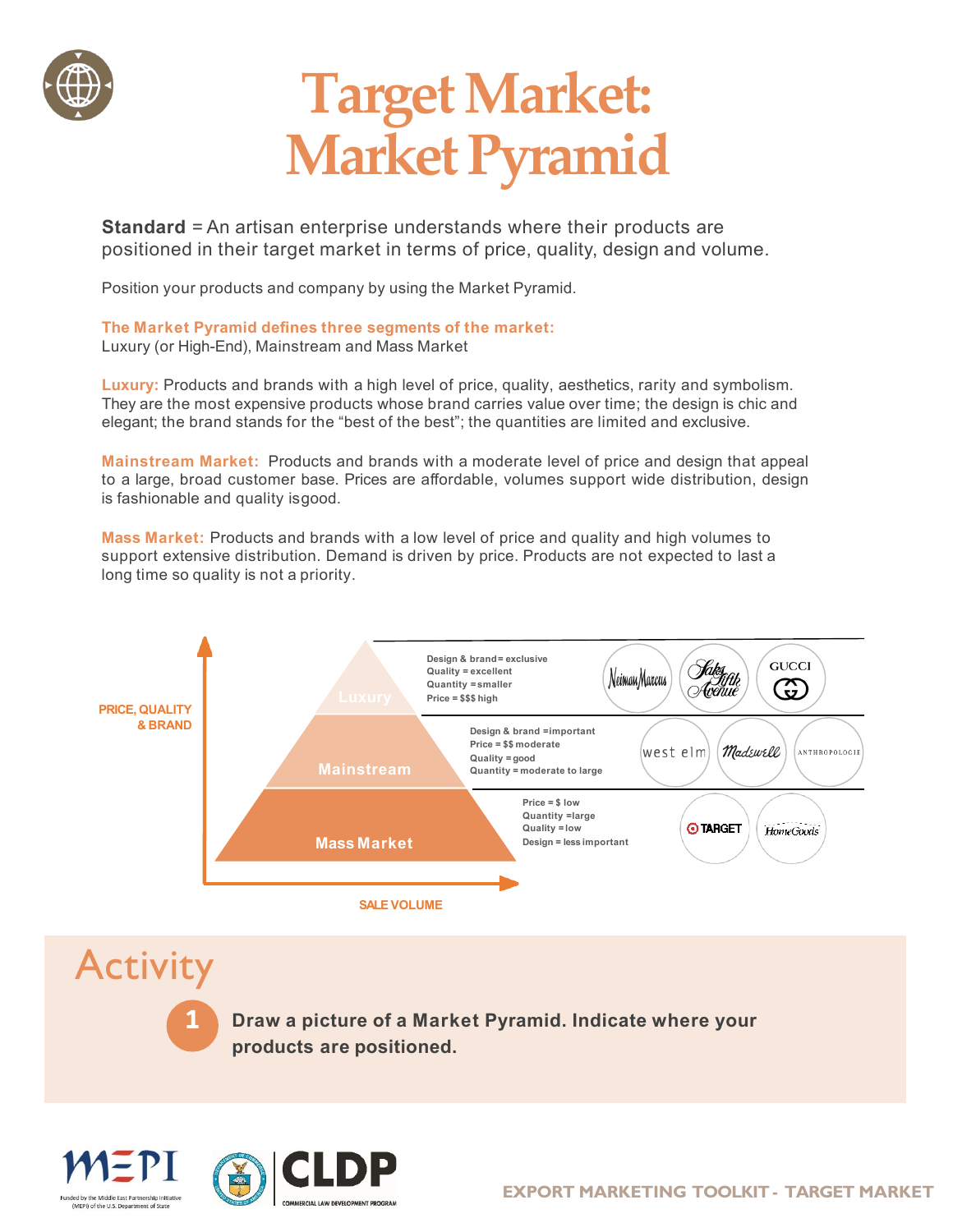# Target Market: Market Pyramid

**Standard** = An artisan enterprise understands where their products are positioned in their target market in terms of price, quality, design and volume.

Position your products and company by using the Market Pyramid.

**The Market Pyramid defines three segments of the market:**
Luxury (or High-End), Mainstream and Mass Market

**Luxury:** Products and brands with a high level of price, quality, aesthetics, rarity and symbolism. They are the most expensive products whose brand carries value over time; the design is chic and elegant; the brand stands for the "best of the best"; the quantities are limited and exclusive.

**Mainstream Market:** Products and brands with a moderate level of price and design that appeal to a large, broad customer base. Prices are affordable, volumes support wide distribution, design is fashionable and quality isgood.

**Mass Market:** Products and brands with a low level of price and quality and high volumes to support extensive distribution. Demand is driven by price. Products are not expected to last a long time so quality is not a priority.

PRICE, QUALITY & BRAND

**Luxury**
- Design & brand= exclusive
- Quality = excellent
- Quantity =smaller
- Price = $$$ high

Neiman Marcus, Saks Fifth Avenue, GUCCI

**Mainstream**
- Design & brand =important
- Price = $$ moderate
- Quality =good
- Quantity = moderate to large

west elm, Madewell, ANTHROPOLOGIE

**Mass Market**
- Price = $ low
- Quantity =large
- Quality =low
- Design = less important

TARGET, HomeGoods

SALE VOLUME

## Activity

1. **Draw a picture of a Market Pyramid. Indicate where your products are positioned.**

Funded by the Middle East Partnership Initiative (MEPI) of the U.S. Department of State

CLDP COMMERCIAL LAW DEVELOPMENT PROGRAM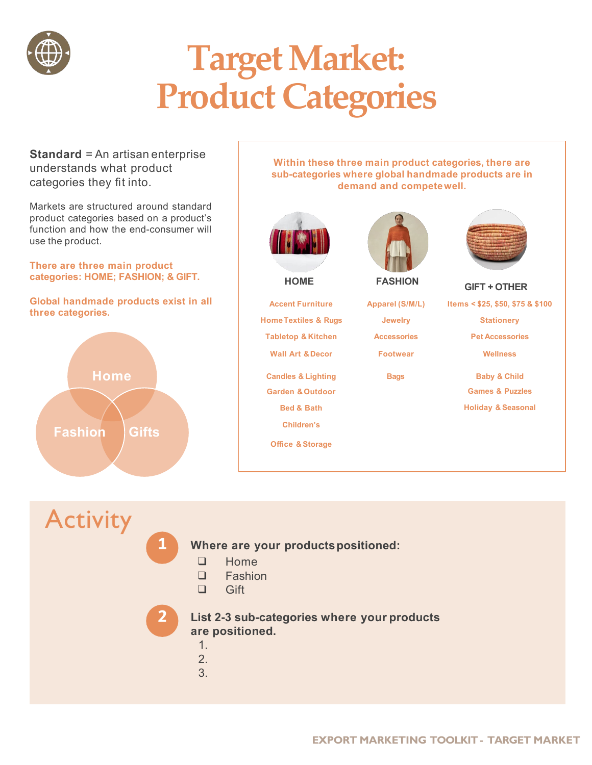# Target Market: Product Categories

**Standard** = An artisan enterprise understands what product categories they fit into.

Markets are structured around standard product categories based on a product's function and how the end-consumer will use the product.

**There are three main product categories: HOME; FASHION; & GIFT.**

**Global handmade products exist in all three categories.**

Home

Fashion

Gifts

**Within these three main product categories, there are sub-categories where global handmade products are in demand and compete well.**

| HOME | FASHION | GIFT + OTHER |
|---|---|---|
| Accent Furniture | Apparel (S/M/L) | Items < $25, $50, $75 & $100 |
| Home Textiles & Rugs | Jewelry | Stationery |
| Tabletop & Kitchen | Accessories | Pet Accessories |
| Wall Art & Decor | Footwear | Wellness |
| Candles & Lighting | Bags | Baby & Child |
| Garden & Outdoor | | Games & Puzzles |
| Bed & Bath | | Holiday & Seasonal |
| Children's | | |
| Office & Storage | | |

## Activity

**1** **Where are your products positioned:**

- ❑ Home
- ❑ Fashion
- ❑ Gift

**2** **List 2-3 sub-categories where your products are positioned.**

1.
2.
3.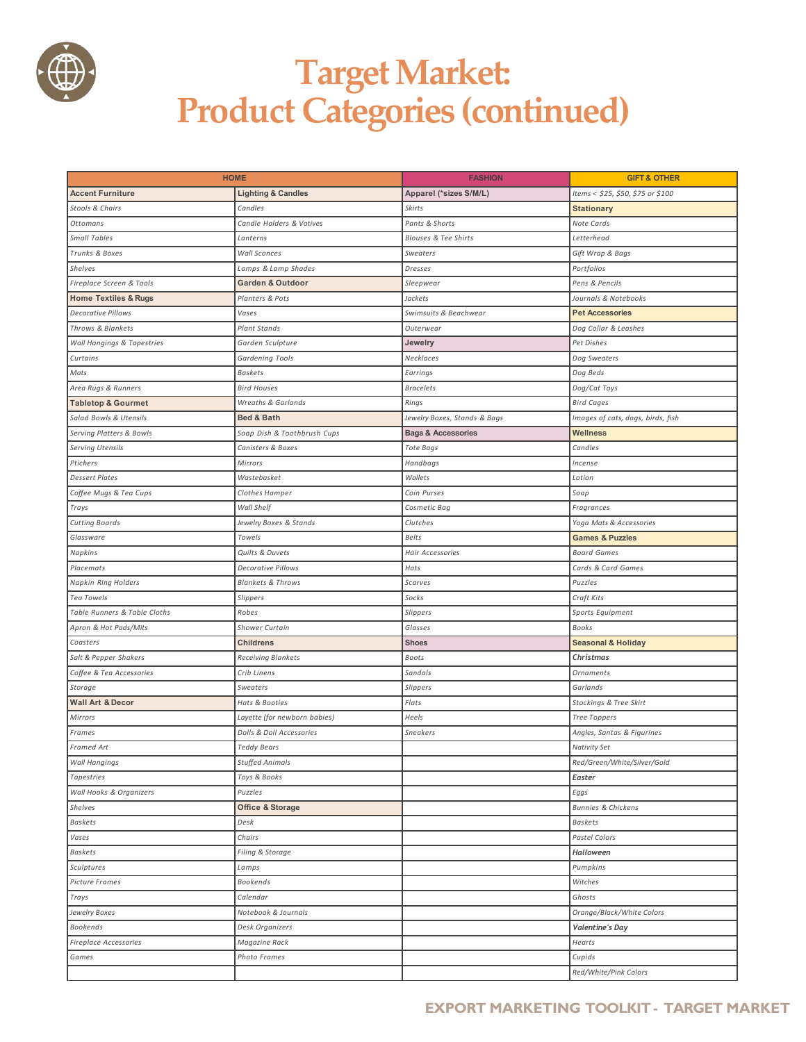# Target Market: Product Categories (continued)

| HOME | | FASHION | GIFT & OTHER |
|---|---|---|---|
| **Accent Furniture** | **Lighting & Candles** | **Apparel (*sizes S/M/L)** | *Items < $25, $50, $75 or $100* |
| *Stools & Chairs* | *Candles* | *Skirts* | **Stationary** |
| *Ottomans* | *Candle Holders & Votives* | *Pants & Shorts* | *Note Cards* |
| *Small Tables* | *Lanterns* | *Blouses & Tee Shirts* | *Letterhead* |
| *Trunks & Boxes* | *Wall Sconces* | *Sweaters* | *Gift Wrap & Bags* |
| *Shelves* | *Lamps & Lamp Shades* | *Dresses* | *Portfolios* |
| *Fireplace Screen & Tools* | **Garden & Outdoor** | *Sleepwear* | *Pens & Pencils* |
| **Home Textiles & Rugs** | *Planters & Pots* | *Jackets* | *Journals & Notebooks* |
| *Decorative Pillows* | *Vases* | *Swimsuits & Beachwear* | **Pet Accessories** |
| *Throws & Blankets* | *Plant Stands* | *Outerwear* | *Dog Collar & Leashes* |
| *Wall Hangings & Tapestries* | *Garden Sculpture* | **Jewelry** | *Pet Dishes* |
| *Curtains* | *Gardening Tools* | *Necklaces* | *Dog Sweaters* |
| *Mats* | *Baskets* | *Earrings* | *Dog Beds* |
| *Area Rugs & Runners* | *Bird Houses* | *Bracelets* | *Dog/Cat Toys* |
| **Tabletop & Gourmet** | *Wreaths & Garlands* | *Rings* | *Bird Cages* |
| *Salad Bowls & Utensils* | **Bed & Bath** | *Jewelry Boxes, Stands & Bags* | *Images of cats, dogs, birds, fish* |
| *Serving Platters & Bowls* | *Soap Dish & Toothbrush Cups* | **Bags & Accessories** | **Wellness** |
| *Serving Utensils* | *Canisters & Boxes* | *Tote Bags* | *Candles* |
| *Ptichers* | *Mirrors* | *Handbags* | *Incense* |
| *Dessert Plates* | *Wastebasket* | *Wallets* | *Lotion* |
| *Coffee Mugs & Tea Cups* | *Clothes Hamper* | *Coin Purses* | *Soap* |
| *Trays* | *Wall Shelf* | *Cosmetic Bag* | *Fragrances* |
| *Cutting Boards* | *Jewelry Boxes & Stands* | *Clutches* | *Yoga Mats & Accessories* |
| *Glassware* | *Towels* | *Belts* | **Games & Puzzles** |
| *Napkins* | *Quilts & Duvets* | *Hair Accessories* | *Board Games* |
| *Placemats* | *Decorative Pillows* | *Hats* | *Cards & Card Games* |
| *Napkin Ring Holders* | *Blankets & Throws* | *Scarves* | *Puzzles* |
| *Tea Towels* | *Slippers* | *Socks* | *Craft Kits* |
| *Table Runners & Table Cloths* | *Robes* | *Slippers* | *Sports Equipment* |
| *Apron & Hot Pads/Mits* | *Shower Curtain* | *Glasses* | *Books* |
| *Coasters* | **Childrens** | **Shoes** | **Seasonal & Holiday** |
| *Salt & Pepper Shakers* | *Receiving Blankets* | *Boots* | ***Christmas*** |
| *Coffee & Tea Accessories* | *Crib Linens* | *Sandals* | *Ornaments* |
| *Storage* | *Sweaters* | *Slippers* | *Garlands* |
| **Wall Art & Decor** | *Hats & Booties* | *Flats* | *Stockings & Tree Skirt* |
| *Mirrors* | *Layette (for newborn babies)* | *Heels* | *Tree Toppers* |
| *Frames* | *Dolls & Doll Accessories* | *Sneakers* | *Angles, Santas & Figurines* |
| *Framed Art* | *Teddy Bears* | | *Nativity Set* |
| *Wall Hangings* | *Stuffed Animals* | | *Red/Green/White/Silver/Gold* |
| *Tapestries* | *Toys & Books* | | ***Easter*** |
| *Wall Hooks & Organizers* | *Puzzles* | | *Eggs* |
| *Shelves* | **Office & Storage** | | *Bunnies & Chickens* |
| *Baskets* | *Desk* | | *Baskets* |
| *Vases* | *Chairs* | | *Pastel Colors* |
| *Baskets* | *Filing & Storage* | | ***Halloween*** |
| *Sculptures* | *Lamps* | | *Pumpkins* |
| *Picture Frames* | *Bookends* | | *Witches* |
| *Trays* | *Calendar* | | *Ghosts* |
| *Jewelry Boxes* | *Notebook & Journals* | | *Orange/Black/White Colors* |
| *Bookends* | *Desk Organizers* | | ***Valentine's Day*** |
| *Fireplace Accessories* | *Magazine Rack* | | *Hearts* |
| *Games* | *Photo Frames* | | *Cupids* |
| | | | *Red/White/Pink Colors* |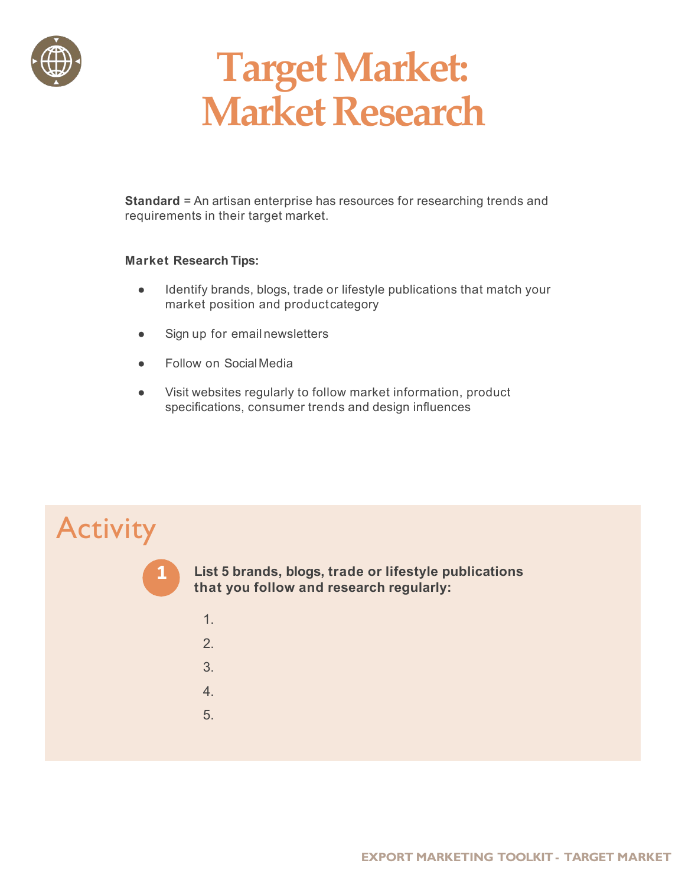# Target Market: Market Research

**Standard** = An artisan enterprise has resources for researching trends and requirements in their target market.

**Market Research Tips:**

- Identify brands, blogs, trade or lifestyle publications that match your market position and product category
- Sign up for email newsletters
- Follow on Social Media
- Visit websites regularly to follow market information, product specifications, consumer trends and design influences

## Activity

**1** **List 5 brands, blogs, trade or lifestyle publications that you follow and research regularly:**

1.
2.
3.
4.
5.